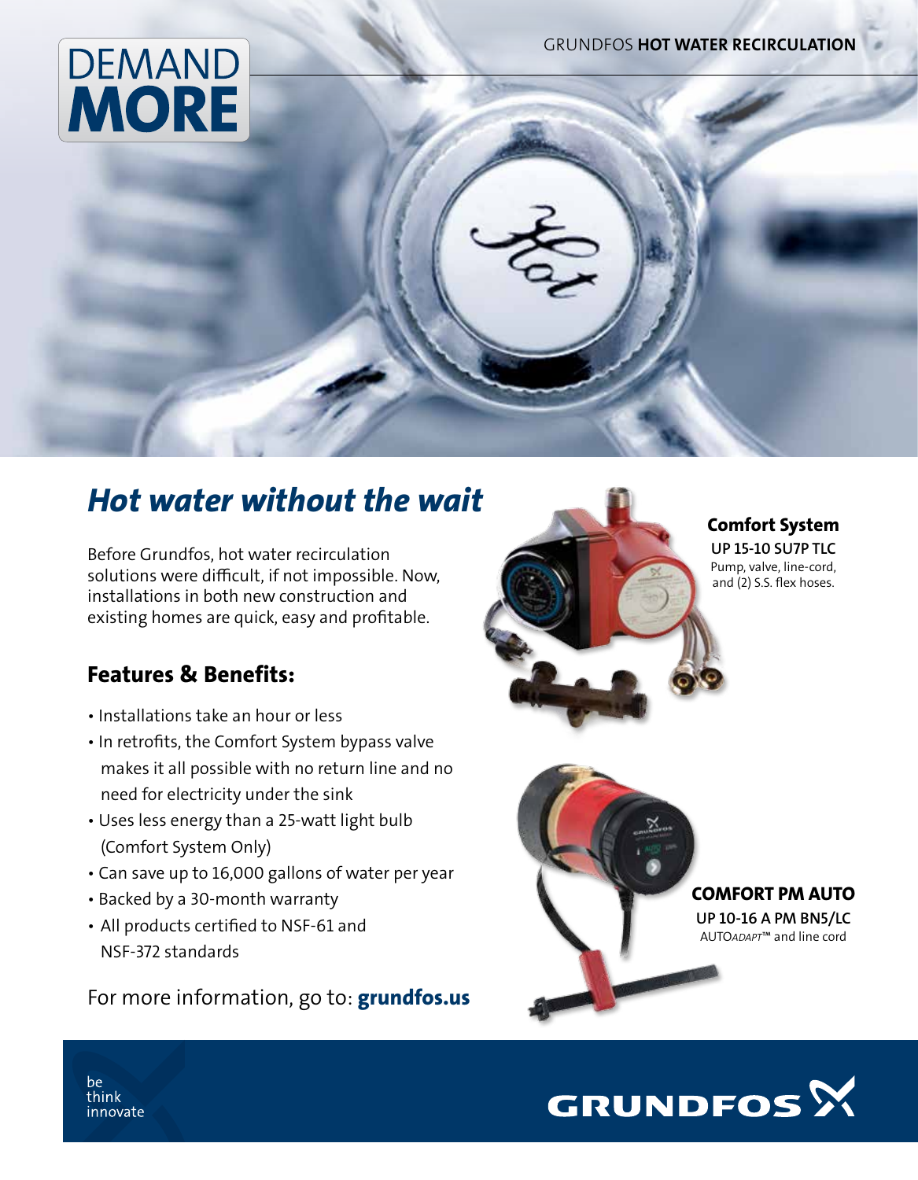GRUNDFOS **HOT WATER RECIRCULATION**

# DEMAND MORE

## *Hot water without the wait*

Before Grundfos, hot water recirculation solutions were difficult, if not impossible. Now, installations in both new construction and existing homes are quick, easy and profitable.

### Features & Benefits:

- Installations take an hour or less
- In retrofits, the Comfort System bypass valve makes it all possible with no return line and no need for electricity under the sink
- Uses less energy than a 25-watt light bulb (Comfort System Only)
- Can save up to 16,000 gallons of water per year
- Backed by a 30-month warranty
- All products certified to NSF-61 and NSF-372 standards

For more information, go to: **grundfos.us**

**Comfort System**
**UP 15-10 SU7P TLC**
Pump, valve, line-cord, and (2) S.S. flex hoses.

**COMFORT PM AUTO**
**UP 10-16 A PM BN5/LC**
AUTO*ADAPT*™ and line cord

be
think
innovate

GRUNDFOS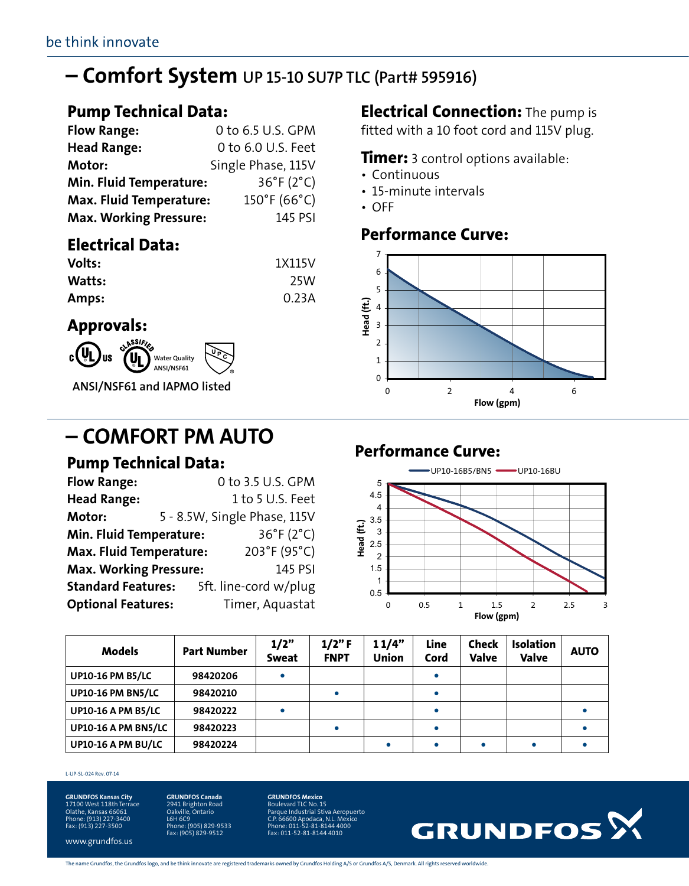# – Comfort System UP 15-10 SU7P TLC (Part# 595916)

## Pump Technical Data:

| | |
|---|---|
| **Flow Range:** | 0 to 6.5 U.S. GPM |
| **Head Range:** | 0 to 6.0 U.S. Feet |
| **Motor:** | Single Phase, 115V |
| **Min. Fluid Temperature:** | 36°F (2°C) |
| **Max. Fluid Temperature:** | 150°F (66°C) |
| **Max. Working Pressure:** | 145 PSI |

## Electrical Data:

| | |
|---|---|
| **Volts:** | 1X115V |
| **Watts:** | 25W |
| **Amps:** | 0.23A |

## Approvals:

Water Quality ANSI/NSF61

ANSI/NSF61 and IAPMO listed

**Electrical Connection:** The pump is fitted with a 10 foot cord and 115V plug.

**Timer:** 3 control options available:

- Continuous
- 15-minute intervals
- OFF

## Performance Curve:

Head (ft.)
0 1 2 3 4 5 6 7
0 2 4 6
Flow (gpm)

# – COMFORT PM AUTO

## Pump Technical Data:

| | |
|---|---|
| **Flow Range:** | 0 to 3.5 U.S. GPM |
| **Head Range:** | 1 to 5 U.S. Feet |
| **Motor:** | 5 - 8.5W, Single Phase, 115V |
| **Min. Fluid Temperature:** | 36°F (2°C) |
| **Max. Fluid Temperature:** | 203°F (95°C) |
| **Max. Working Pressure:** | 145 PSI |
| **Standard Features:** | 5ft. line-cord w/plug |
| **Optional Features:** | Timer, Aquastat |

## Performance Curve:

UP10-16B5/BN5 UP10-16BU
Head (ft.)
0.5 1 1.5 2 2.5 3 3.5 4 4.5 5
0 0.5 1 1.5 2 2.5 3
Flow (gpm)

| Models | Part Number | 1/2" Sweat | 1/2" F FNPT | 1 1/4" Union | Line Cord | Check Valve | Isolation Valve | AUTO |
|---|---|---|---|---|---|---|---|---|
| UP10-16 PM B5/LC | 98420206 | • | | | • | | | |
| UP10-16 PM BN5/LC | 98420210 | | • | | • | | | |
| UP10-16 A PM B5/LC | 98420222 | • | | | • | | | • |
| UP10-16 A PM BN5/LC | 98420223 | | • | | • | | | • |
| UP10-16 A PM BU/LC | 98420224 | | | • | • | • | • | • |

L-UP-SL-024 Rev. 07-14

**GRUNDFOS Kansas City**
17100 West 118th Terrace
Olathe, Kansas 66061
Phone: (913) 227-3400
Fax: (913) 227-3500

www.grundfos.us

**GRUNDFOS Canada**
2941 Brighton Road
Oakville, Ontario
L6H 6C9
Phone: (905) 829-9533
Fax: (905) 829-9512

**GRUNDFOS Mexico**
Boulevard TLC No. 15
Parque Industrial Stiva Aeropuerto
C.P. 66600 Apodaca, N.L. Mexico
Phone: 011-52-81-8144 4000
Fax: 011-52-81-8144 4010

The name Grundfos, the Grundfos logo, and be think innovate are registered trademarks owned by Grundfos Holding A/S or Grundfos A/S, Denmark. All rights reserved worldwide.